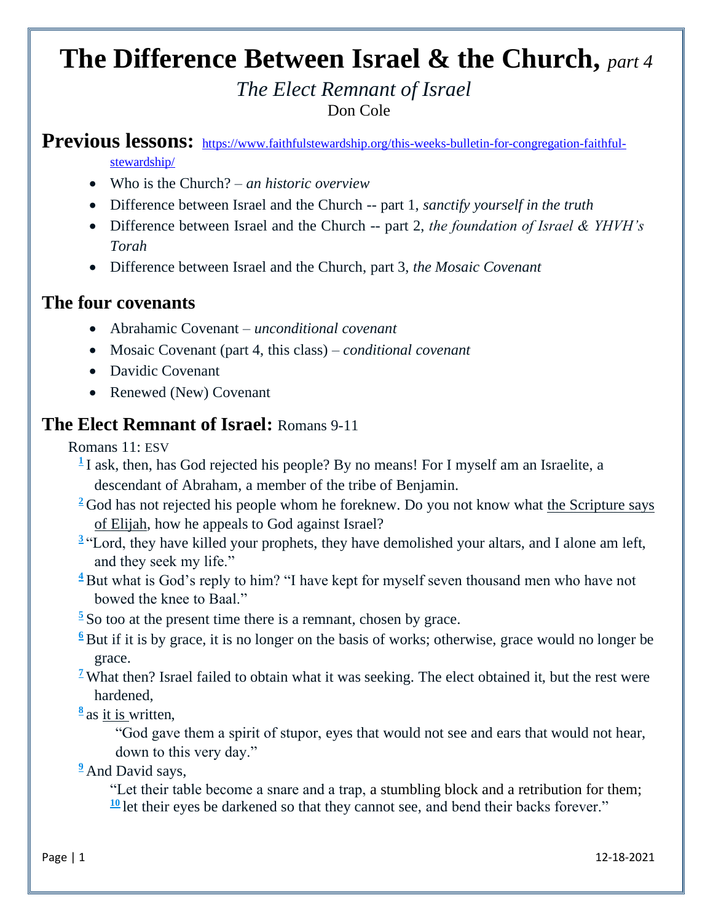# The Difference Between Israel & the Church, *part 4*

*The Elect Remnant of Israel*

Don Cole

## Previous lessons: https://www.faithfulstewardship.org/this-weeks-bulletin-for-congregation-faithful-stewardship/

- Who is the Church? – *an historic overview*
- Difference between Israel and the Church -- part 1, *sanctify yourself in the truth*
- Difference between Israel and the Church -- part 2, *the foundation of Israel & YHVH's Torah*
- Difference between Israel and the Church, part 3, *the Mosaic Covenant*

## The four covenants

- Abrahamic Covenant – *unconditional covenant*
- Mosaic Covenant (part 4, this class) – *conditional covenant*
- Davidic Covenant
- Renewed (New) Covenant

## The Elect Remnant of Israel: Romans 9-11

Romans 11: ESV

[1] I ask, then, has God rejected his people? By no means! For I myself am an Israelite, a descendant of Abraham, a member of the tribe of Benjamin.

[2] God has not rejected his people whom he foreknew. Do you not know what the Scripture says of Elijah, how he appeals to God against Israel?

[3] "Lord, they have killed your prophets, they have demolished your altars, and I alone am left, and they seek my life."

[4] But what is God's reply to him? "I have kept for myself seven thousand men who have not bowed the knee to Baal."

[5] So too at the present time there is a remnant, chosen by grace.

[6] But if it is by grace, it is no longer on the basis of works; otherwise, grace would no longer be grace.

[7] What then? Israel failed to obtain what it was seeking. The elect obtained it, but the rest were hardened,

[8] as it is written,

> "God gave them a spirit of stupor, eyes that would not see and ears that would not hear, down to this very day."

[9] And David says,

> "Let their table become a snare and a trap, a stumbling block and a retribution for them;
> [10] let their eyes be darkened so that they cannot see, and bend their backs forever."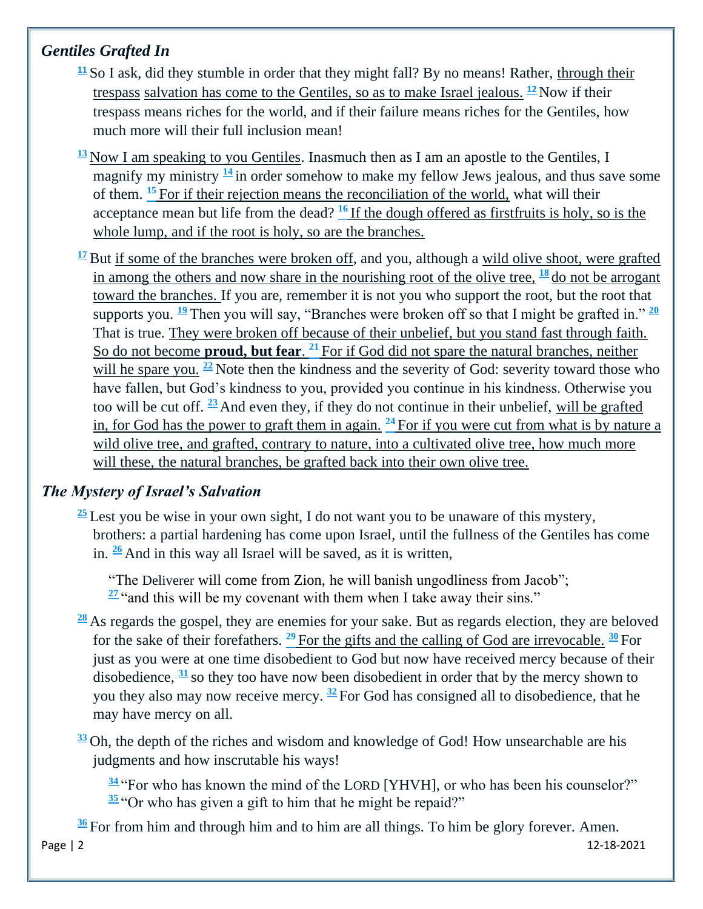### *Gentiles Grafted In*

[11] So I ask, did they stumble in order that they might fall? By no means! Rather, <u>through their trespass salvation has come to the Gentiles, so as to make Israel jealous.</u> [12] Now if their trespass means riches for the world, and if their failure means riches for the Gentiles, how much more will their full inclusion mean!

[13] <u>Now I am speaking to you Gentiles</u>. Inasmuch then as I am an apostle to the Gentiles, I magnify my ministry [14] in order somehow to make my fellow Jews jealous, and thus save some of them. [15] <u>For if their rejection means the reconciliation of the world,</u> what will their acceptance mean but life from the dead? [16] <u>If the dough offered as firstfruits is holy, so is the whole lump, and if the root is holy, so are the branches.</u>

[17] But <u>if some of the branches were broken off</u>, and you, although a <u>wild olive shoot, were grafted in among the others and now share in the nourishing root of the olive tree,</u> [18] <u>do not be arrogant toward the branches.</u> If you are, remember it is not you who support the root, but the root that supports you. [19] Then you will say, "Branches were broken off so that I might be grafted in." [20] That is true. <u>They were broken off because of their unbelief, but you stand fast through faith. So do not become **proud, but fear**.</u> [21] <u>For if God did not spare the natural branches, neither will he spare you.</u> [22] Note then the kindness and the severity of God: severity toward those who have fallen, but God's kindness to you, provided you continue in his kindness. Otherwise you too will be cut off. [23] And even they, if they do not continue in their unbelief, <u>will be grafted in, for God has the power to graft them in again.</u> [24] <u>For if you were cut from what is by nature a wild olive tree, and grafted, contrary to nature, into a cultivated olive tree, how much more will these, the natural branches, be grafted back into their own olive tree.</u>

### *The Mystery of Israel's Salvation*

[25] Lest you be wise in your own sight, I do not want you to be unaware of this mystery, brothers: a partial hardening has come upon Israel, until the fullness of the Gentiles has come in. [26] And in this way all Israel will be saved, as it is written,

> "The Deliverer will come from Zion, he will banish ungodliness from Jacob";
> [27] "and this will be my covenant with them when I take away their sins."

[28] As regards the gospel, they are enemies for your sake. But as regards election, they are beloved for the sake of their forefathers. [29] <u>For the gifts and the calling of God are irrevocable.</u> [30] For just as you were at one time disobedient to God but now have received mercy because of their disobedience, [31] so they too have now been disobedient in order that by the mercy shown to you they also may now receive mercy. [32] For God has consigned all to disobedience, that he may have mercy on all.

[33] Oh, the depth of the riches and wisdom and knowledge of God! How unsearchable are his judgments and how inscrutable his ways!

> [34] "For who has known the mind of the LORD [YHVH], or who has been his counselor?"
> [35] "Or who has given a gift to him that he might be repaid?"

[36] For from him and through him and to him are all things. To him be glory forever. Amen.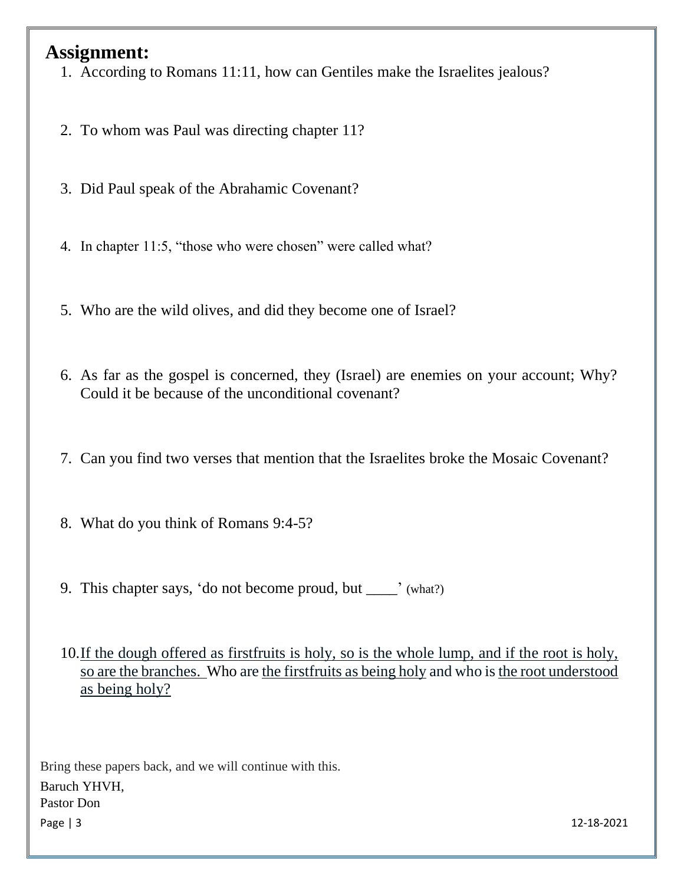## Assignment:

1. According to Romans 11:11, how can Gentiles make the Israelites jealous?

2. To whom was Paul was directing chapter 11?

3. Did Paul speak of the Abrahamic Covenant?

4. In chapter 11:5, "those who were chosen" were called what?

5. Who are the wild olives, and did they become one of Israel?

6. As far as the gospel is concerned, they (Israel) are enemies on your account; Why? Could it be because of the unconditional covenant?

7. Can you find two verses that mention that the Israelites broke the Mosaic Covenant?

8. What do you think of Romans 9:4-5?

9. This chapter says, 'do not become proud, but ____' (what?)

10. <u>If the dough offered as firstfruits is holy, so is the whole lump, and if the root is holy, so are the branches.</u> Who are <u>the firstfruits as being holy</u> and who is <u>the root understood as being holy?</u>

Bring these papers back, and we will continue with this.

Baruch YHVH,
Pastor Don

12-18-2021